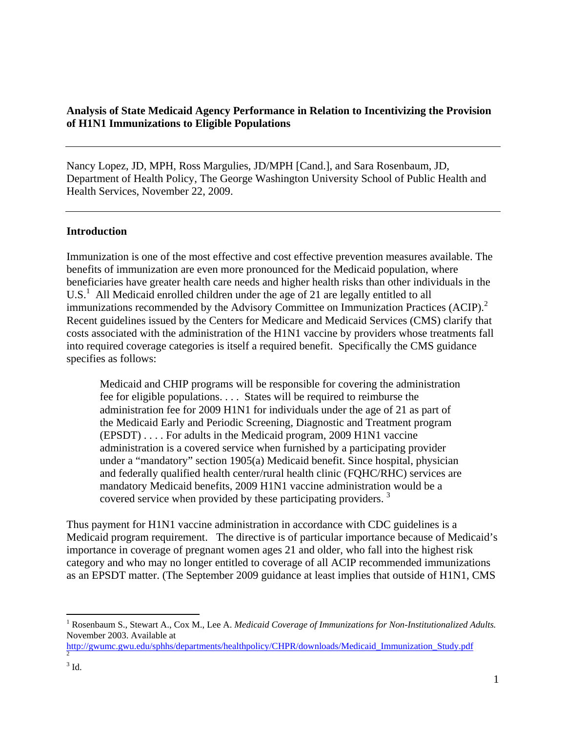**Analysis of State Medicaid Agency Performance in Relation to Incentivizing the Provision of H1N1 Immunizations to Eligible Populations**

---

Nancy Lopez, JD, MPH, Ross Margulies, JD/MPH [Cand.], and Sara Rosenbaum, JD, Department of Health Policy, The George Washington University School of Public Health and Health Services, November 22, 2009.

---

## Introduction

Immunization is one of the most effective and cost effective prevention measures available. The benefits of immunization are even more pronounced for the Medicaid population, where beneficiaries have greater health care needs and higher health risks than other individuals in the U.S.[1] All Medicaid enrolled children under the age of 21 are legally entitled to all immunizations recommended by the Advisory Committee on Immunization Practices (ACIP).[2] Recent guidelines issued by the Centers for Medicare and Medicaid Services (CMS) clarify that costs associated with the administration of the H1N1 vaccine by providers whose treatments fall into required coverage categories is itself a required benefit. Specifically the CMS guidance specifies as follows:

> Medicaid and CHIP programs will be responsible for covering the administration fee for eligible populations. . . . States will be required to reimburse the administration fee for 2009 H1N1 for individuals under the age of 21 as part of the Medicaid Early and Periodic Screening, Diagnostic and Treatment program (EPSDT) . . . . For adults in the Medicaid program, 2009 H1N1 vaccine administration is a covered service when furnished by a participating provider under a "mandatory" section 1905(a) Medicaid benefit. Since hospital, physician and federally qualified health center/rural health clinic (FQHC/RHC) services are mandatory Medicaid benefits, 2009 H1N1 vaccine administration would be a covered service when provided by these participating providers. [3]

Thus payment for H1N1 vaccine administration in accordance with CDC guidelines is a Medicaid program requirement. The directive is of particular importance because of Medicaid's importance in coverage of pregnant women ages 21 and older, who fall into the highest risk category and who may no longer entitled to coverage of all ACIP recommended immunizations as an EPSDT matter. (The September 2009 guidance at least implies that outside of H1N1, CMS

---

[1] Rosenbaum S., Stewart A., Cox M., Lee A. *Medicaid Coverage of Immunizations for Non-Institutionalized Adults.* November 2003. Available at http://gwumc.gwu.edu/sphhs/departments/healthpolicy/CHPR/downloads/Medicaid_Immunization_Study.pdf

[2]

[3] Id.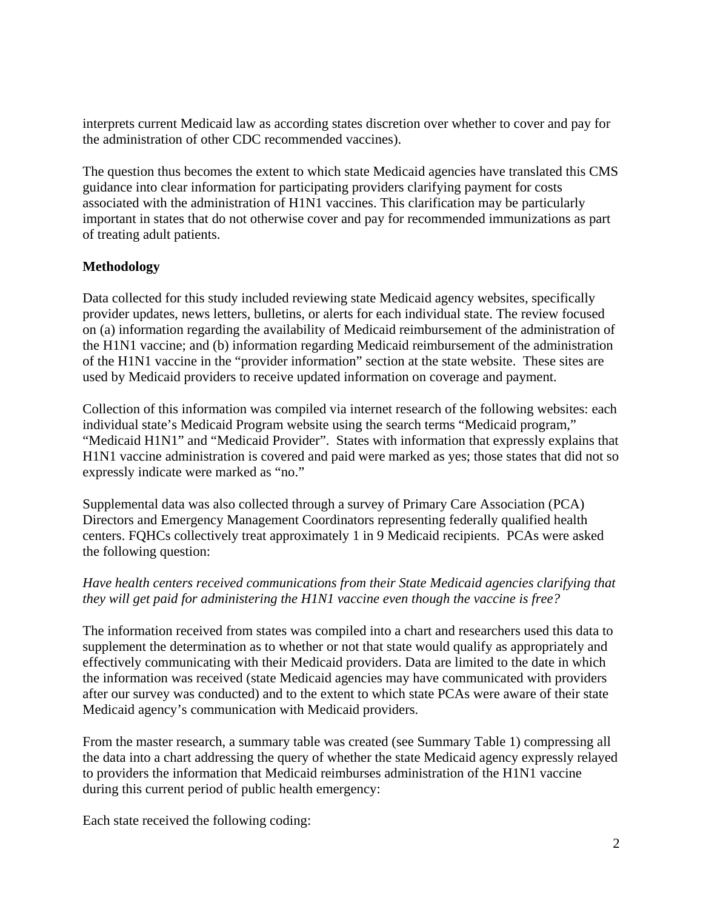interprets current Medicaid law as according states discretion over whether to cover and pay for the administration of other CDC recommended vaccines).

The question thus becomes the extent to which state Medicaid agencies have translated this CMS guidance into clear information for participating providers clarifying payment for costs associated with the administration of H1N1 vaccines. This clarification may be particularly important in states that do not otherwise cover and pay for recommended immunizations as part of treating adult patients.

**Methodology**

Data collected for this study included reviewing state Medicaid agency websites, specifically provider updates, news letters, bulletins, or alerts for each individual state. The review focused on (a) information regarding the availability of Medicaid reimbursement of the administration of the H1N1 vaccine; and (b) information regarding Medicaid reimbursement of the administration of the H1N1 vaccine in the "provider information" section at the state website. These sites are used by Medicaid providers to receive updated information on coverage and payment.

Collection of this information was compiled via internet research of the following websites: each individual state's Medicaid Program website using the search terms "Medicaid program," "Medicaid H1N1" and "Medicaid Provider". States with information that expressly explains that H1N1 vaccine administration is covered and paid were marked as yes; those states that did not so expressly indicate were marked as "no."

Supplemental data was also collected through a survey of Primary Care Association (PCA) Directors and Emergency Management Coordinators representing federally qualified health centers. FQHCs collectively treat approximately 1 in 9 Medicaid recipients. PCAs were asked the following question:

*Have health centers received communications from their State Medicaid agencies clarifying that they will get paid for administering the H1N1 vaccine even though the vaccine is free?*

The information received from states was compiled into a chart and researchers used this data to supplement the determination as to whether or not that state would qualify as appropriately and effectively communicating with their Medicaid providers. Data are limited to the date in which the information was received (state Medicaid agencies may have communicated with providers after our survey was conducted) and to the extent to which state PCAs were aware of their state Medicaid agency's communication with Medicaid providers.

From the master research, a summary table was created (see Summary Table 1) compressing all the data into a chart addressing the query of whether the state Medicaid agency expressly relayed to providers the information that Medicaid reimburses administration of the H1N1 vaccine during this current period of public health emergency:

Each state received the following coding: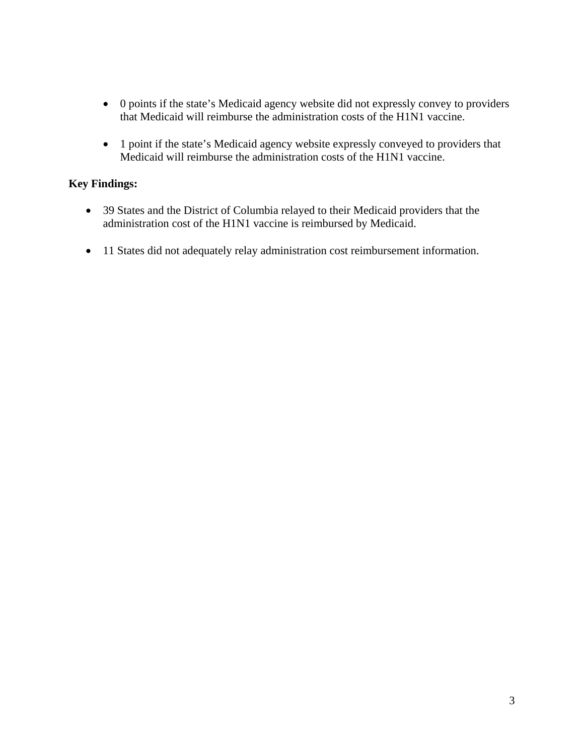- 0 points if the state's Medicaid agency website did not expressly convey to providers that Medicaid will reimburse the administration costs of the H1N1 vaccine.

- 1 point if the state's Medicaid agency website expressly conveyed to providers that Medicaid will reimburse the administration costs of the H1N1 vaccine.

**Key Findings:**

- 39 States and the District of Columbia relayed to their Medicaid providers that the administration cost of the H1N1 vaccine is reimbursed by Medicaid.

- 11 States did not adequately relay administration cost reimbursement information.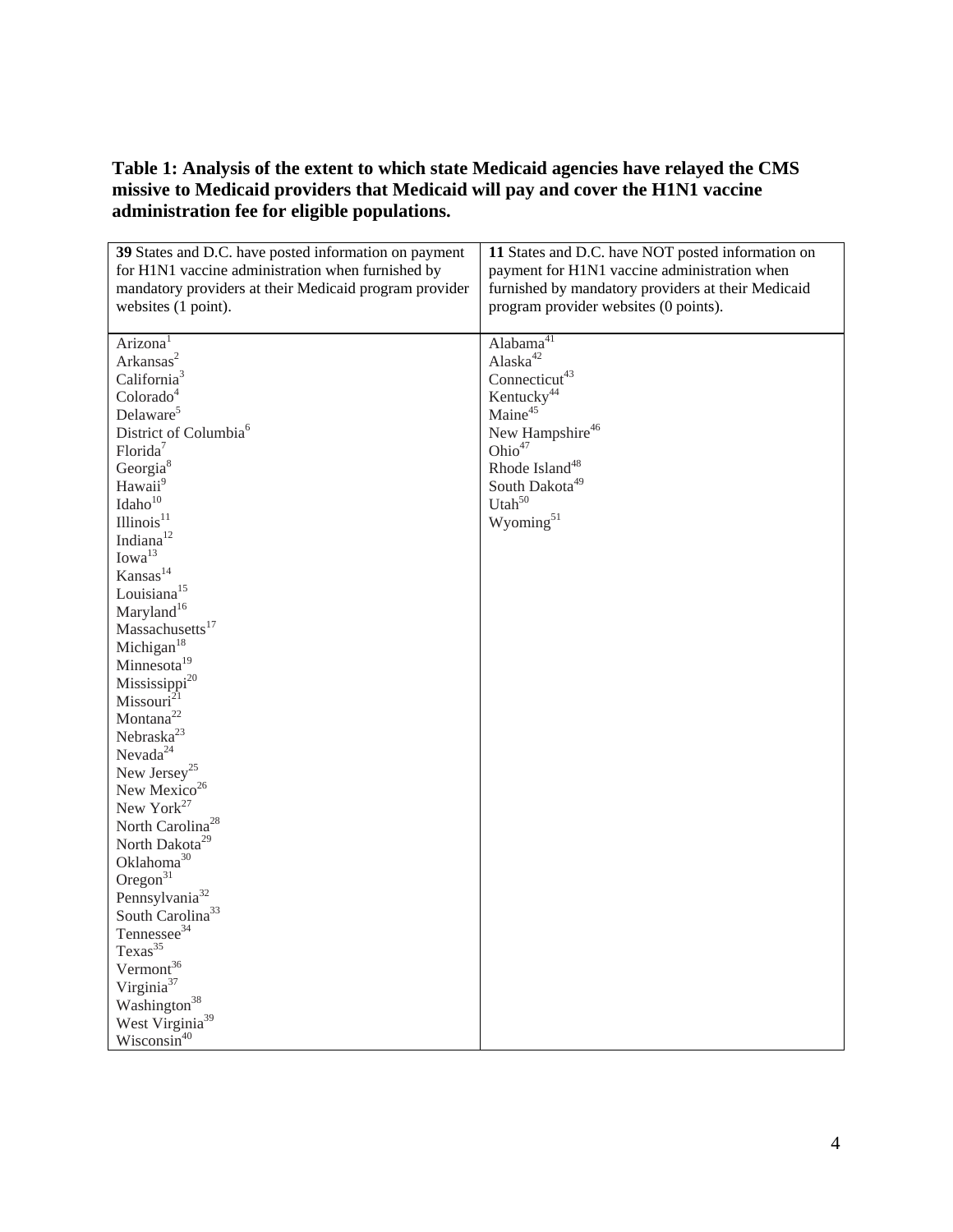**Table 1: Analysis of the extent to which state Medicaid agencies have relayed the CMS missive to Medicaid providers that Medicaid will pay and cover the H1N1 vaccine administration fee for eligible populations.**

| **39** States and D.C. have posted information on payment for H1N1 vaccine administration when furnished by mandatory providers at their Medicaid program provider websites (1 point). | **11** States and D.C. have NOT posted information on payment for H1N1 vaccine administration when furnished by mandatory providers at their Medicaid program provider websites (0 points). |
|---|---|
| Arizona[1] | Alabama[41] |
| Arkansas[2] | Alaska[42] |
| California[3] | Connecticut[43] |
| Colorado[4] | Kentucky[44] |
| Delaware[5] | Maine[45] |
| District of Columbia[6] | New Hampshire[46] |
| Florida[7] | Ohio[47] |
| Georgia[8] | Rhode Island[48] |
| Hawaii[9] | South Dakota[49] |
| Idaho[10] | Utah[50] |
| Illinois[11] | Wyoming[51] |
| Indiana[12] | |
| Iowa[13] | |
| Kansas[14] | |
| Louisiana[15] | |
| Maryland[16] | |
| Massachusetts[17] | |
| Michigan[18] | |
| Minnesota[19] | |
| Mississippi[20] | |
| Missouri[21] | |
| Montana[22] | |
| Nebraska[23] | |
| Nevada[24] | |
| New Jersey[25] | |
| New Mexico[26] | |
| New York[27] | |
| North Carolina[28] | |
| North Dakota[29] | |
| Oklahoma[30] | |
| Oregon[31] | |
| Pennsylvania[32] | |
| South Carolina[33] | |
| Tennessee[34] | |
| Texas[35] | |
| Vermont[36] | |
| Virginia[37] | |
| Washington[38] | |
| West Virginia[39] | |
| Wisconsin[40] | |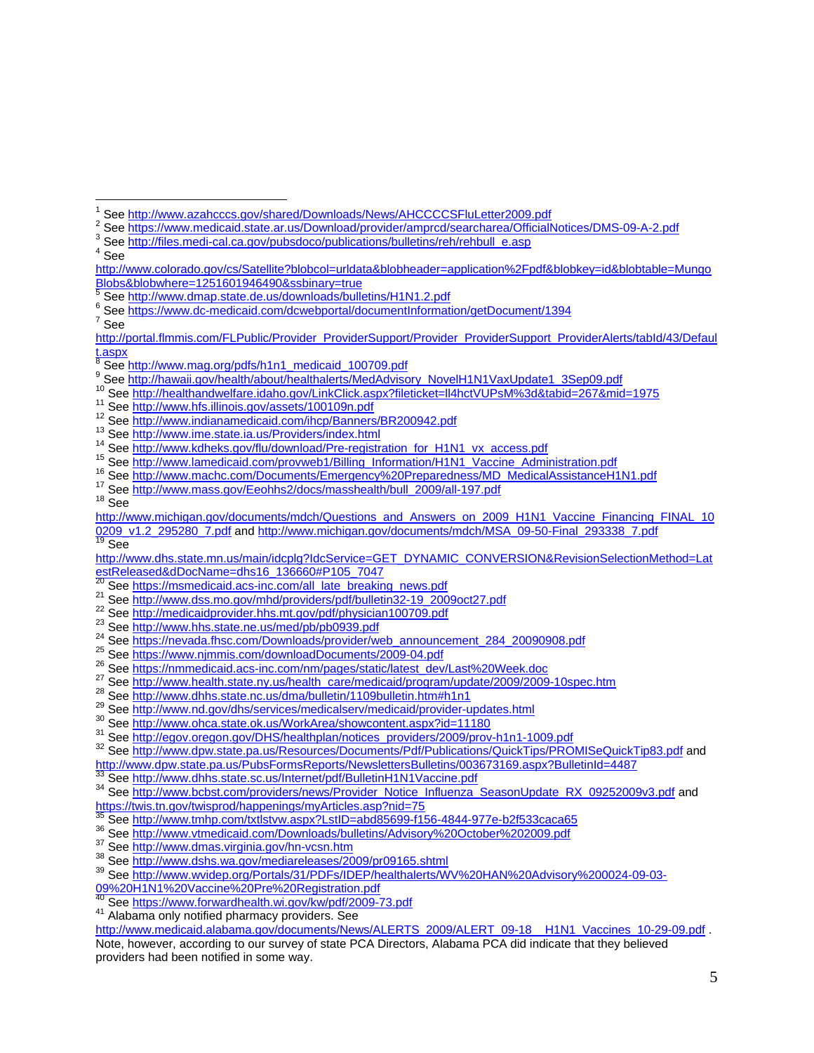[1] See http://www.azahcccs.gov/shared/Downloads/News/AHCCCSFluLetter2009.pdf

[2] See https://www.medicaid.state.ar.us/Download/provider/amprcd/searcharea/OfficialNotices/DMS-09-A-2.pdf

[3] See http://files.medi-cal.ca.gov/pubsdoco/publications/bulletins/reh/rehbull_e.asp

[4] See http://www.colorado.gov/cs/Satellite?blobcol=urldata&blobheader=application%2Fpdf&blobkey=id&blobtable=MungoBlobs&blobwhere=1251601946490&ssbinary=true

[5] See http://www.dmap.state.de.us/downloads/bulletins/H1N1.2.pdf

[6] See https://www.dc-medicaid.com/dcwebportal/documentInformation/getDocument/1394

[7] See http://portal.flmmis.com/FLPublic/Provider_ProviderSupport/Provider_ProviderSupport_ProviderAlerts/tabId/43/Default.aspx

[8] See http://www.mag.org/pdfs/h1n1_medicaid_100709.pdf

[9] See http://hawaii.gov/health/about/healthalerts/MedAdvisory_NovelH1N1VaxUpdate1_3Sep09.pdf

[10] See http://healthandwelfare.idaho.gov/LinkClick.aspx?fileticket=Il4hctVUPsM%3d&tabid=267&mid=1975

[11] See http://www.hfs.illinois.gov/assets/100109n.pdf

[12] See http://www.indianamedicaid.com/ihcp/Banners/BR200942.pdf

[13] See http://www.ime.state.ia.us/Providers/index.html

[14] See http://www.kdheks.gov/flu/download/Pre-registration_for_H1N1_vx_access.pdf

[15] See http://www.lamedicaid.com/provweb1/Billing_Information/H1N1_Vaccine_Administration.pdf

[16] See http://www.machc.com/Documents/Emergency%20Preparedness/MD_MedicalAssistanceH1N1.pdf

[17] See http://www.mass.gov/Eeohhs2/docs/masshealth/bull_2009/all-197.pdf

[18] See http://www.michigan.gov/documents/mdch/Questions_and_Answers_on_2009_H1N1_Vaccine_Financing_FINAL_100209_v1.2_295280_7.pdf and http://www.michigan.gov/documents/mdch/MSA_09-50-Final_293338_7.pdf

[19] See http://www.dhs.state.mn.us/main/idcplg?IdcService=GET_DYNAMIC_CONVERSION&RevisionSelectionMethod=LatestReleased&dDocName=dhs16_136660#P105_7047

[20] See https://msmedicaid.acs-inc.com/all_late_breaking_news.pdf

[21] See http://www.dss.mo.gov/mhd/providers/pdf/bulletin32-19_2009oct27.pdf

[22] See http://medicaidprovider.hhs.mt.gov/pdf/physician100709.pdf

[23] See http://www.hhs.state.ne.us/med/pb/pb0939.pdf

[24] See https://nevada.fhsc.com/Downloads/provider/web_announcement_284_20090908.pdf

[25] See https://www.njmmis.com/downloadDocuments/2009-04.pdf

[26] See https://nmmedicaid.acs-inc.com/nm/pages/static/latest_dev/Last%20Week.doc

[27] See http://www.health.state.ny.us/health_care/medicaid/program/update/2009/2009-10spec.htm

[28] See http://www.dhhs.state.nc.us/dma/bulletin/1109bulletin.htm#h1n1

[29] See http://www.nd.gov/dhs/services/medicalserv/medicaid/provider-updates.html

[30] See http://www.ohca.state.ok.us/WorkArea/showcontent.aspx?id=11180

[31] See http://egov.oregon.gov/DHS/healthplan/notices_providers/2009/prov-h1n1-1009.pdf

[32] See http://www.dpw.state.pa.us/Resources/Documents/Pdf/Publications/QuickTips/PROMISeQuickTip83.pdf and http://www.dpw.state.pa.us/PubsFormsReports/NewslettersBulletins/003673169.aspx?BulletinId=4487

[33] See http://www.dhhs.state.sc.us/Internet/pdf/BulletinH1N1Vaccine.pdf

[34] See http://www.bcbst.com/providers/news/Provider_Notice_Influenza_SeasonUpdate_RX_09252009v3.pdf and https://twis.tn.gov/twisprod/happenings/myArticles.asp?nid=75

[35] See http://www.tmhp.com/txtlstvw.aspx?LstID=abd85699-f156-4844-977e-b2f533caca65

[36] See http://www.vtmedicaid.com/Downloads/bulletins/Advisory%20October%202009.pdf

[37] See http://www.dmas.virginia.gov/hn-vcsn.htm

[38] See http://www.dshs.wa.gov/mediareleases/2009/pr09165.shtml

[39] See http://www.wvidep.org/Portals/31/PDFs/IDEP/healthalerts/WV%20HAN%20Advisory%200024-09-03-09%20H1N1%20Vaccine%20Pre%20Registration.pdf

[40] See https://www.forwardhealth.wi.gov/kw/pdf/2009-73.pdf

[41] Alabama only notified pharmacy providers. See http://www.medicaid.alabama.gov/documents/News/ALERTS_2009/ALERT_09-18__H1N1_Vaccines_10-29-09.pdf . Note, however, according to our survey of state PCA Directors, Alabama PCA did indicate that they believed providers had been notified in some way.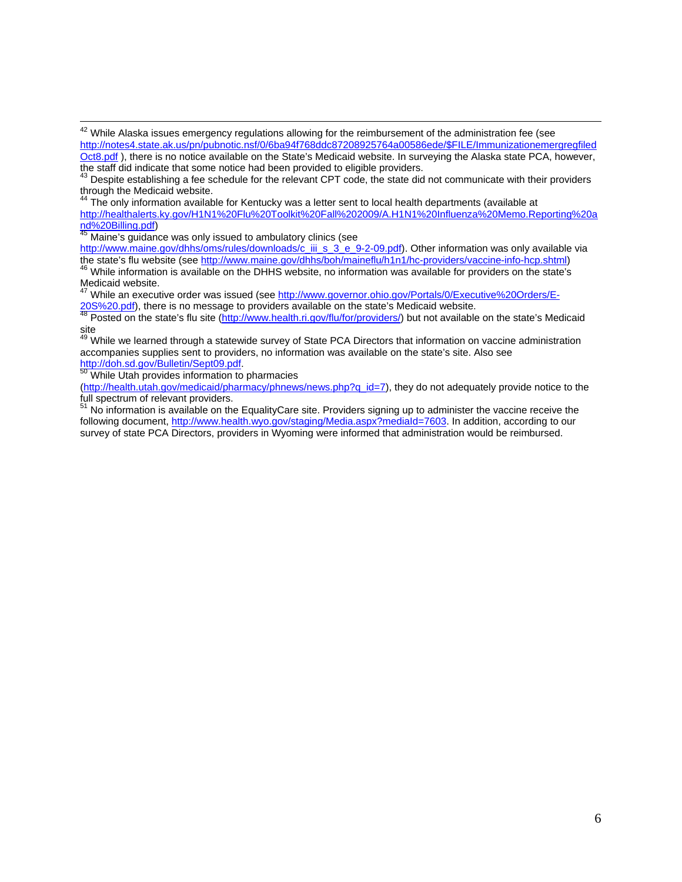[42] While Alaska issues emergency regulations allowing for the reimbursement of the administration fee (see http://notes4.state.ak.us/pn/pubnotic.nsf/0/6ba94f768ddc87208925764a00586ede/$FILE/Immunizationemergregfiled Oct8.pdf ), there is no notice available on the State's Medicaid website. In surveying the Alaska state PCA, however, the staff did indicate that some notice had been provided to eligible providers.

[43] Despite establishing a fee schedule for the relevant CPT code, the state did not communicate with their providers through the Medicaid website.

[44] The only information available for Kentucky was a letter sent to local health departments (available at http://healthalerts.ky.gov/H1N1%20Flu%20Toolkit%20Fall%202009/A.H1N1%20Influenza%20Memo.Reporting%20and%20Billing.pdf)

[45] Maine's guidance was only issued to ambulatory clinics (see http://www.maine.gov/dhhs/oms/rules/downloads/c_iii_s_3_e_9-2-09.pdf). Other information was only available via the state's flu website (see http://www.maine.gov/dhhs/boh/maineflu/h1n1/hc-providers/vaccine-info-hcp.shtml)

[46] While information is available on the DHHS website, no information was available for providers on the state's Medicaid website.

[47] While an executive order was issued (see http://www.governor.ohio.gov/Portals/0/Executive%20Orders/E-20S%20.pdf), there is no message to providers available on the state's Medicaid website.

[48] Posted on the state's flu site (http://www.health.ri.gov/flu/for/providers/) but not available on the state's Medicaid site

[49] While we learned through a statewide survey of State PCA Directors that information on vaccine administration accompanies supplies sent to providers, no information was available on the state's site. Also see http://doh.sd.gov/Bulletin/Sept09.pdf.

[50] While Utah provides information to pharmacies (http://health.utah.gov/medicaid/pharmacy/phnews/news.php?q_id=7), they do not adequately provide notice to the full spectrum of relevant providers.

[51] No information is available on the EqualityCare site. Providers signing up to administer the vaccine receive the following document, http://www.health.wyo.gov/staging/Media.aspx?mediaId=7603. In addition, according to our survey of state PCA Directors, providers in Wyoming were informed that administration would be reimbursed.